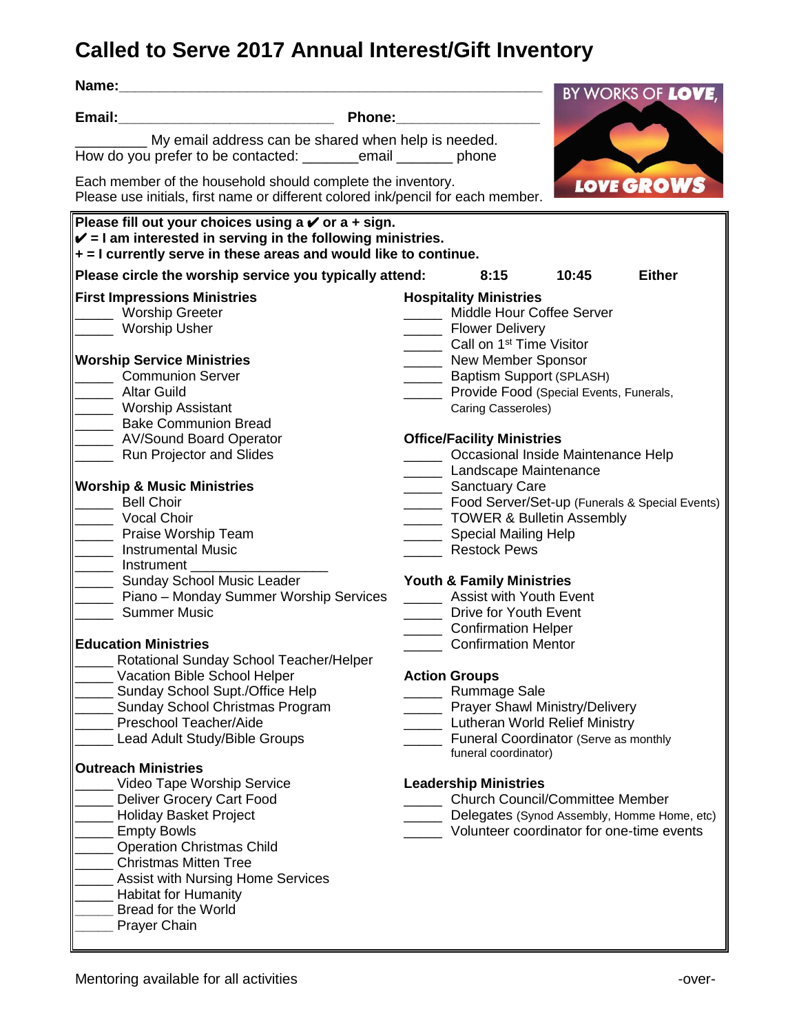# Called to Serve 2017 Annual Interest/Gift Inventory

**Name:**_____________________________________________________

**Email:**___________________________ **Phone:**_________________

_________ My email address can be shared when help is needed.
How do you prefer to be contacted: _______email _______ phone

Each member of the household should complete the inventory.
Please use initials, first name or different colored ink/pencil for each member.

BY WORKS OF **LOVE**, **LOVE GROWS**

**Please fill out your choices using a ✔ or a + sign.**
**✔ = I am interested in serving in the following ministries.**
**+ = I currently serve in these areas and would like to continue.**

**Please circle the worship service you typically attend: 8:15 10:45 Either**

**First Impressions Ministries**
_____ Worship Greeter
_____ Worship Usher

**Worship Service Ministries**
_____ Communion Server
_____ Altar Guild
_____ Worship Assistant
_____ Bake Communion Bread
_____ AV/Sound Board Operator
_____ Run Projector and Slides

**Worship & Music Ministries**
_____ Bell Choir
_____ Vocal Choir
_____ Praise Worship Team
_____ Instrumental Music
_____ Instrument _________________
_____ Sunday School Music Leader
_____ Piano – Monday Summer Worship Services
_____ Summer Music

**Education Ministries**
_____ Rotational Sunday School Teacher/Helper
_____ Vacation Bible School Helper
_____ Sunday School Supt./Office Help
_____ Sunday School Christmas Program
_____ Preschool Teacher/Aide
_____ Lead Adult Study/Bible Groups

**Outreach Ministries**
_____ Video Tape Worship Service
_____ Deliver Grocery Cart Food
_____ Holiday Basket Project
_____ Empty Bowls
_____ Operation Christmas Child
_____ Christmas Mitten Tree
_____ Assist with Nursing Home Services
_____ Habitat for Humanity
_____ Bread for the World
_____ Prayer Chain

**Hospitality Ministries**
_____ Middle Hour Coffee Server
_____ Flower Delivery
_____ Call on 1st Time Visitor
_____ New Member Sponsor
_____ Baptism Support (SPLASH)
_____ Provide Food (Special Events, Funerals, Caring Casseroles)

**Office/Facility Ministries**
_____ Occasional Inside Maintenance Help
_____ Landscape Maintenance
_____ Sanctuary Care
_____ Food Server/Set-up (Funerals & Special Events)
_____ TOWER & Bulletin Assembly
_____ Special Mailing Help
_____ Restock Pews

**Youth & Family Ministries**
_____ Assist with Youth Event
_____ Drive for Youth Event
_____ Confirmation Helper
_____ Confirmation Mentor

**Action Groups**
_____ Rummage Sale
_____ Prayer Shawl Ministry/Delivery
_____ Lutheran World Relief Ministry
_____ Funeral Coordinator (Serve as monthly funeral coordinator)

**Leadership Ministries**
_____ Church Council/Committee Member
_____ Delegates (Synod Assembly, Homme Home, etc)
_____ Volunteer coordinator for one-time events

Mentoring available for all activities

-over-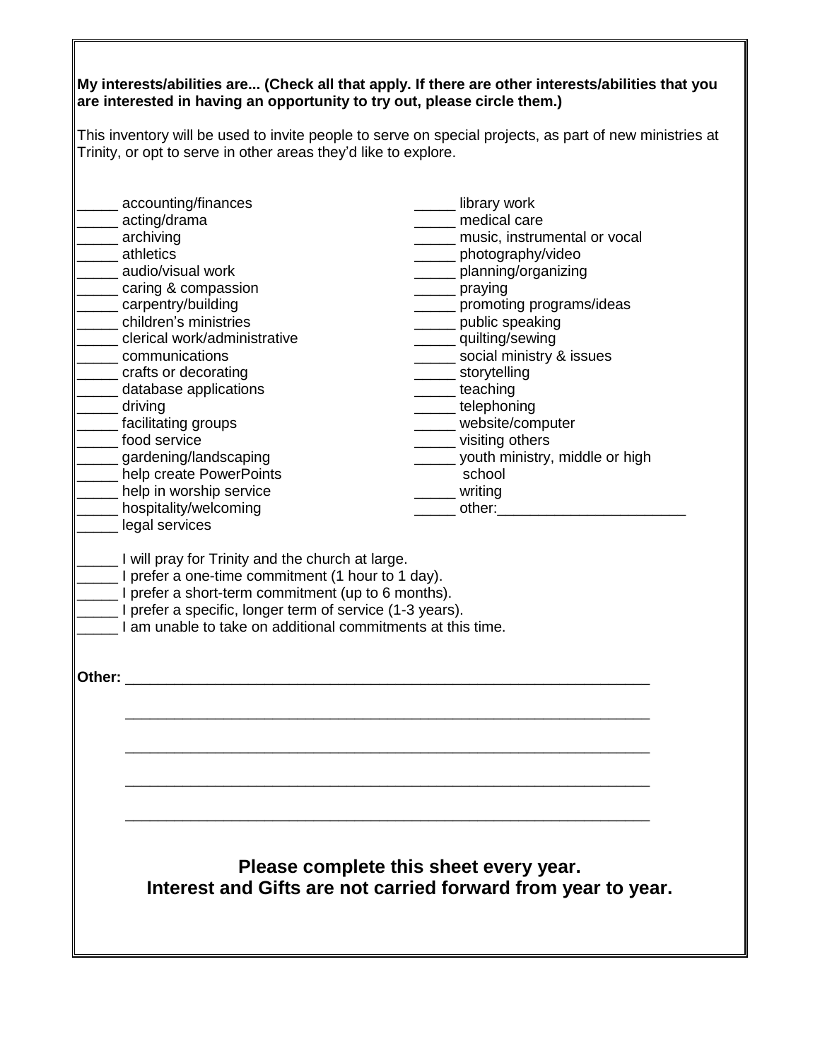**My interests/abilities are... (Check all that apply. If there are other interests/abilities that you are interested in having an opportunity to try out, please circle them.)**

This inventory will be used to invite people to serve on special projects, as part of new ministries at Trinity, or opt to serve in other areas they'd like to explore.

_____ accounting/finances
_____ acting/drama
_____ archiving
_____ athletics
_____ audio/visual work
_____ caring & compassion
_____ carpentry/building
_____ children's ministries
_____ clerical work/administrative
_____ communications
_____ crafts or decorating
_____ database applications
_____ driving
_____ facilitating groups
_____ food service
_____ gardening/landscaping
_____ help create PowerPoints
_____ help in worship service
_____ hospitality/welcoming
_____ legal services
_____ library work
_____ medical care
_____ music, instrumental or vocal
_____ photography/video
_____ planning/organizing
_____ praying
_____ promoting programs/ideas
_____ public speaking
_____ quilting/sewing
_____ social ministry & issues
_____ storytelling
_____ teaching
_____ telephoning
_____ website/computer
_____ visiting others
_____ youth ministry, middle or high school
_____ writing
_____ other:_______________________

_____ I will pray for Trinity and the church at large.
_____ I prefer a one-time commitment (1 hour to 1 day).
_____ I prefer a short-term commitment (up to 6 months).
_____ I prefer a specific, longer term of service (1-3 years).
_____ I am unable to take on additional commitments at this time.

**Other:** _________________________________________________________________

_________________________________________________________________

_________________________________________________________________

_________________________________________________________________

_________________________________________________________________

**Please complete this sheet every year.**
**Interest and Gifts are not carried forward from year to year.**